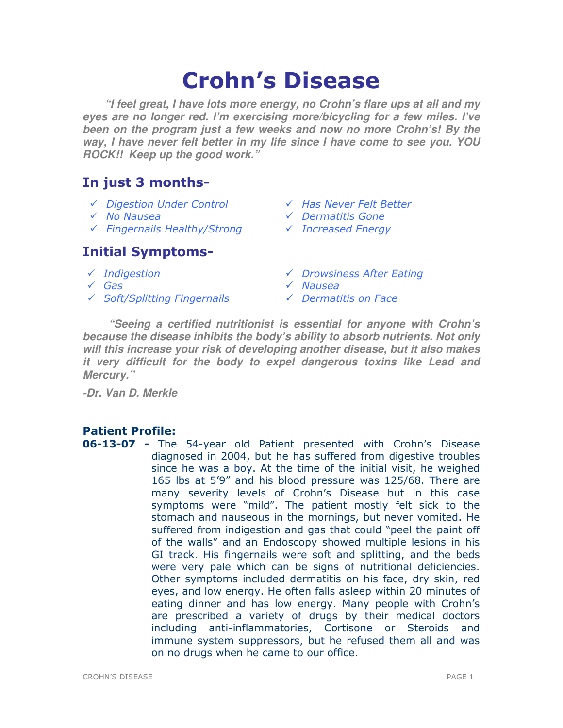# Crohn's Disease

***"I feel great, I have lots more energy, no Crohn's flare ups at all and my eyes are no longer red. I'm exercising more/bicycling for a few miles. I've been on the program just a few weeks and now no more Crohn's! By the way, I have never felt better in my life since I have come to see you. YOU ROCK!! Keep up the good work."***

## In just 3 months-

- ✓ *Digestion Under Control*
- ✓ *No Nausea*
- ✓ *Fingernails Healthy/Strong*
- ✓ *Has Never Felt Better*
- ✓ *Dermatitis Gone*
- ✓ *Increased Energy*

## Initial Symptoms-

- ✓ *Indigestion*
- ✓ *Gas*
- ✓ *Soft/Splitting Fingernails*
- ✓ *Drowsiness After Eating*
- ✓ *Nausea*
- ✓ *Dermatitis on Face*

***"Seeing a certified nutritionist is essential for anyone with Crohn's because the disease inhibits the body's ability to absorb nutrients. Not only will this increase your risk of developing another disease, but it also makes it very difficult for the body to expel dangerous toxins like Lead and Mercury."***

***-Dr. Van D. Merkle***

---

### Patient Profile:

**06-13-07 -** The 54-year old Patient presented with Crohn's Disease diagnosed in 2004, but he has suffered from digestive troubles since he was a boy. At the time of the initial visit, he weighed 165 lbs at 5'9" and his blood pressure was 125/68. There are many severity levels of Crohn's Disease but in this case symptoms were "mild". The patient mostly felt sick to the stomach and nauseous in the mornings, but never vomited. He suffered from indigestion and gas that could "peel the paint off of the walls" and an Endoscopy showed multiple lesions in his GI track. His fingernails were soft and splitting, and the beds were very pale which can be signs of nutritional deficiencies. Other symptoms included dermatitis on his face, dry skin, red eyes, and low energy. He often falls asleep within 20 minutes of eating dinner and has low energy. Many people with Crohn's are prescribed a variety of drugs by their medical doctors including anti-inflammatories, Cortisone or Steroids and immune system suppressors, but he refused them all and was on no drugs when he came to our office.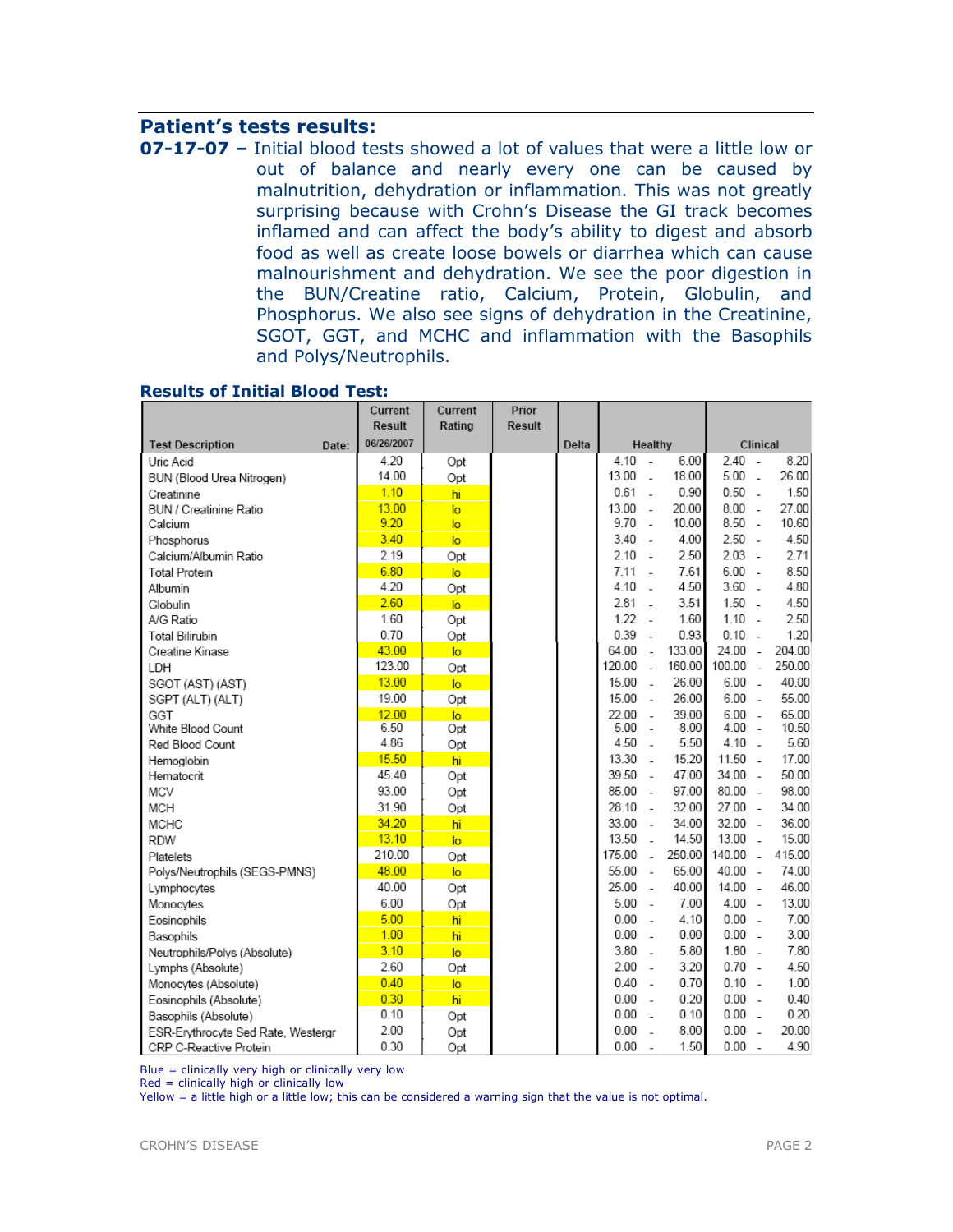## Patient's tests results:

**07-17-07 –** Initial blood tests showed a lot of values that were a little low or out of balance and nearly every one can be caused by malnutrition, dehydration or inflammation. This was not greatly surprising because with Crohn's Disease the GI track becomes inflamed and can affect the body's ability to digest and absorb food as well as create loose bowels or diarrhea which can cause malnourishment and dehydration. We see the poor digestion in the BUN/Creatine ratio, Calcium, Protein, Globulin, and Phosphorus. We also see signs of dehydration in the Creatinine, SGOT, GGT, and MCHC and inflammation with the Basophils and Polys/Neutrophils.

### Results of Initial Blood Test:

| Test Description &nbsp;&nbsp;&nbsp; Date: | Current Result 06/26/2007 | Current Rating | Prior Result | Delta | Healthy | Clinical |
|---|---|---|---|---|---|---|
| Uric Acid | 4.20 | Opt | | | 4.10 - 6.00 | 2.40 - 8.20 |
| BUN (Blood Urea Nitrogen) | 14.00 | Opt | | | 13.00 - 18.00 | 5.00 - 26.00 |
| Creatinine | 1.10 | hi | | | 0.61 - 0.90 | 0.50 - 1.50 |
| BUN / Creatinine Ratio | 13.00 | lo | | | 13.00 - 20.00 | 8.00 - 27.00 |
| Calcium | 9.20 | lo | | | 9.70 - 10.00 | 8.50 - 10.60 |
| Phosphorus | 3.40 | lo | | | 3.40 - 4.00 | 2.50 - 4.50 |
| Calcium/Albumin Ratio | 2.19 | Opt | | | 2.10 - 2.50 | 2.03 - 2.71 |
| Total Protein | 6.80 | lo | | | 7.11 - 7.61 | 6.00 - 8.50 |
| Albumin | 4.20 | Opt | | | 4.10 - 4.50 | 3.60 - 4.80 |
| Globulin | 2.60 | lo | | | 2.81 - 3.51 | 1.50 - 4.50 |
| A/G Ratio | 1.60 | Opt | | | 1.22 - 1.60 | 1.10 - 2.50 |
| Total Bilirubin | 0.70 | Opt | | | 0.39 - 0.93 | 0.10 - 1.20 |
| Creatine Kinase | 43.00 | lo | | | 64.00 - 133.00 | 24.00 - 204.00 |
| LDH | 123.00 | Opt | | | 120.00 - 160.00 | 100.00 - 250.00 |
| SGOT (AST) (AST) | 13.00 | lo | | | 15.00 - 26.00 | 6.00 - 40.00 |
| SGPT (ALT) (ALT) | 19.00 | Opt | | | 15.00 - 26.00 | 6.00 - 55.00 |
| GGT | 12.00 | lo | | | 22.00 - 39.00 | 6.00 - 65.00 |
| White Blood Count | 6.50 | Opt | | | 5.00 - 8.00 | 4.00 - 10.50 |
| Red Blood Count | 4.86 | Opt | | | 4.50 - 5.50 | 4.10 - 5.60 |
| Hemoglobin | 15.50 | hi | | | 13.30 - 15.20 | 11.50 - 17.00 |
| Hematocrit | 45.40 | Opt | | | 39.50 - 47.00 | 34.00 - 50.00 |
| MCV | 93.00 | Opt | | | 85.00 - 97.00 | 80.00 - 98.00 |
| MCH | 31.90 | Opt | | | 28.10 - 32.00 | 27.00 - 34.00 |
| MCHC | 34.20 | hi | | | 33.00 - 34.00 | 32.00 - 36.00 |
| RDW | 13.10 | lo | | | 13.50 - 14.50 | 13.00 - 15.00 |
| Platelets | 210.00 | Opt | | | 175.00 - 250.00 | 140.00 - 415.00 |
| Polys/Neutrophils (SEGS-PMNS) | 48.00 | lo | | | 55.00 - 65.00 | 40.00 - 74.00 |
| Lymphocytes | 40.00 | Opt | | | 25.00 - 40.00 | 14.00 - 46.00 |
| Monocytes | 6.00 | Opt | | | 5.00 - 7.00 | 4.00 - 13.00 |
| Eosinophils | 5.00 | hi | | | 0.00 - 4.10 | 0.00 - 7.00 |
| Basophils | 1.00 | hi | | | 0.00 - 0.00 | 0.00 - 3.00 |
| Neutrophils/Polys (Absolute) | 3.10 | lo | | | 3.80 - 5.80 | 1.80 - 7.80 |
| Lymphs (Absolute) | 2.60 | Opt | | | 2.00 - 3.20 | 0.70 - 4.50 |
| Monocytes (Absolute) | 0.40 | lo | | | 0.40 - 0.70 | 0.10 - 1.00 |
| Eosinophils (Absolute) | 0.30 | hi | | | 0.00 - 0.20 | 0.00 - 0.40 |
| Basophils (Absolute) | 0.10 | Opt | | | 0.00 - 0.10 | 0.00 - 0.20 |
| ESR-Erythrocyte Sed Rate, Westergr | 2.00 | Opt | | | 0.00 - 8.00 | 0.00 - 20.00 |
| CRP C-Reactive Protein | 0.30 | Opt | | | 0.00 - 1.50 | 0.00 - 4.90 |

Blue = clinically very high or clinically very low
Red = clinically high or clinically low
Yellow = a little high or a little low; this can be considered a warning sign that the value is not optimal.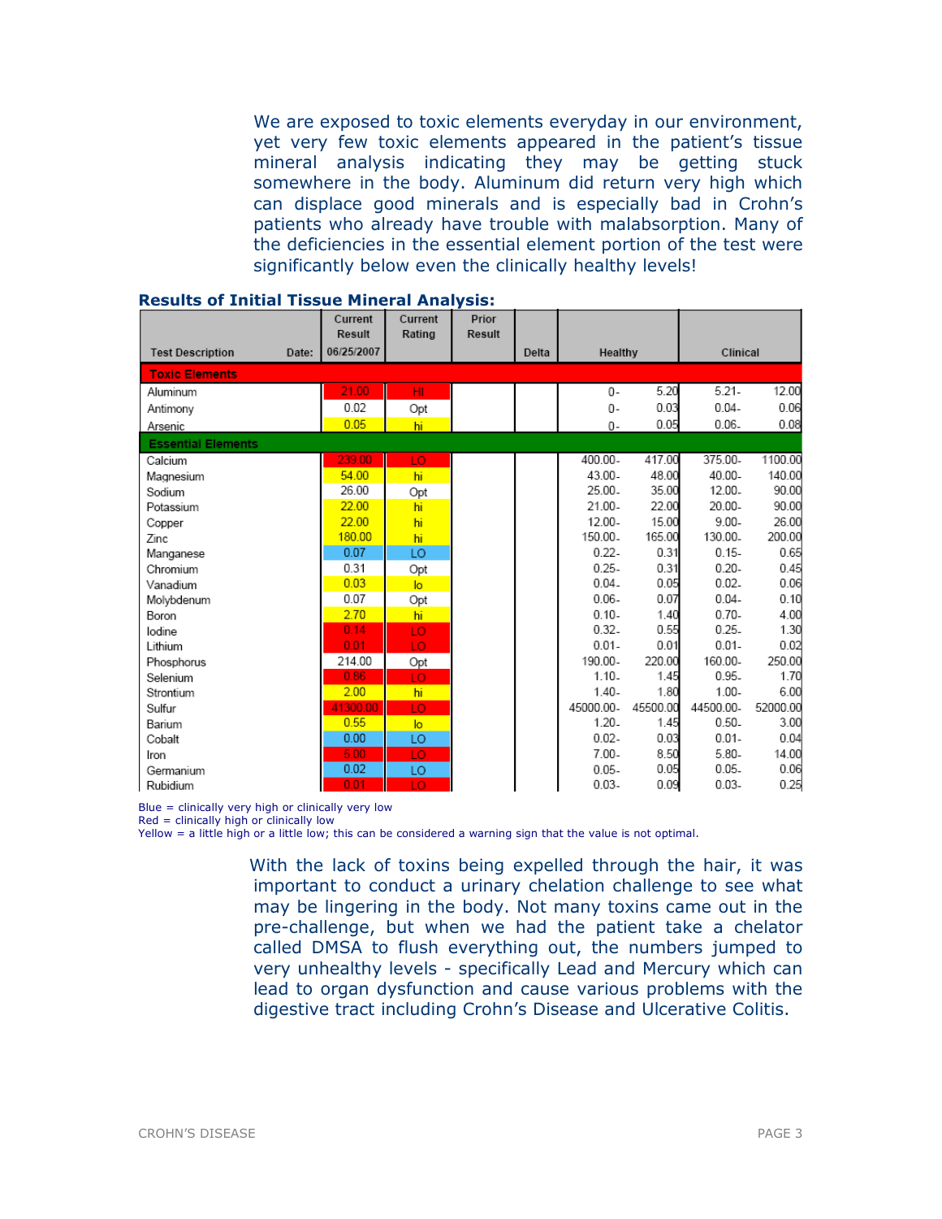We are exposed to toxic elements everyday in our environment, yet very few toxic elements appeared in the patient's tissue mineral analysis indicating they may be getting stuck somewhere in the body. Aluminum did return very high which can displace good minerals and is especially bad in Crohn's patients who already have trouble with malabsorption. Many of the deficiencies in the essential element portion of the test were significantly below even the clinically healthy levels!

**Results of Initial Tissue Mineral Analysis:**

| Test Description | Date: | Current Result 06/25/2007 | Current Rating | Prior Result | Delta | Healthy | | Clinical | |
|---|---|---|---|---|---|---|---|---|---|
| **Toxic Elements** | | | | | | | | | |
| Aluminum | | 21.00 | HI | | | 0- | 5.20 | 5.21- | 12.00 |
| Antimony | | 0.02 | Opt | | | 0- | 0.03 | 0.04- | 0.06 |
| Arsenic | | 0.05 | hi | | | 0- | 0.05 | 0.06- | 0.08 |
| **Essential Elements** | | | | | | | | | |
| Calcium | | 239.00 | LO | | | 400.00- | 417.00 | 375.00- | 1100.00 |
| Magnesium | | 54.00 | hi | | | 43.00- | 48.00 | 40.00- | 140.00 |
| Sodium | | 26.00 | Opt | | | 25.00- | 35.00 | 12.00- | 90.00 |
| Potassium | | 22.00 | hi | | | 21.00- | 22.00 | 20.00- | 90.00 |
| Copper | | 22.00 | hi | | | 12.00- | 15.00 | 9.00- | 26.00 |
| Zinc | | 180.00 | hi | | | 150.00- | 165.00 | 130.00- | 200.00 |
| Manganese | | 0.07 | LO | | | 0.22- | 0.31 | 0.15- | 0.65 |
| Chromium | | 0.31 | Opt | | | 0.25- | 0.31 | 0.20- | 0.45 |
| Vanadium | | 0.03 | lo | | | 0.04- | 0.05 | 0.02- | 0.06 |
| Molybdenum | | 0.07 | Opt | | | 0.06- | 0.07 | 0.04- | 0.10 |
| Boron | | 2.70 | hi | | | 0.10- | 1.40 | 0.70- | 4.00 |
| Iodine | | 0.14 | LO | | | 0.32- | 0.55 | 0.25- | 1.30 |
| Lithium | | 0.01 | LO | | | 0.01- | 0.01 | 0.01- | 0.02 |
| Phosphorus | | 214.00 | Opt | | | 190.00- | 220.00 | 160.00- | 250.00 |
| Selenium | | 0.86 | LO | | | 1.10- | 1.45 | 0.95- | 1.70 |
| Strontium | | 2.00 | hi | | | 1.40- | 1.80 | 1.00- | 6.00 |
| Sulfur | | 41300.00 | LO | | | 45000.00- | 45500.00 | 44500.00- | 52000.00 |
| Barium | | 0.55 | lo | | | 1.20- | 1.45 | 0.50- | 3.00 |
| Cobalt | | 0.00 | LO | | | 0.02- | 0.03 | 0.01- | 0.04 |
| Iron | | 5.00 | LO | | | 7.00- | 8.50 | 5.80- | 14.00 |
| Germanium | | 0.02 | LO | | | 0.05- | 0.05 | 0.05- | 0.06 |
| Rubidium | | 0.01 | LO | | | 0.03- | 0.09 | 0.03- | 0.25 |

Blue = clinically very high or clinically very low
Red = clinically high or clinically low
Yellow = a little high or a little low; this can be considered a warning sign that the value is not optimal.

With the lack of toxins being expelled through the hair, it was important to conduct a urinary chelation challenge to see what may be lingering in the body. Not many toxins came out in the pre-challenge, but when we had the patient take a chelator called DMSA to flush everything out, the numbers jumped to very unhealthy levels - specifically Lead and Mercury which can lead to organ dysfunction and cause various problems with the digestive tract including Crohn's Disease and Ulcerative Colitis.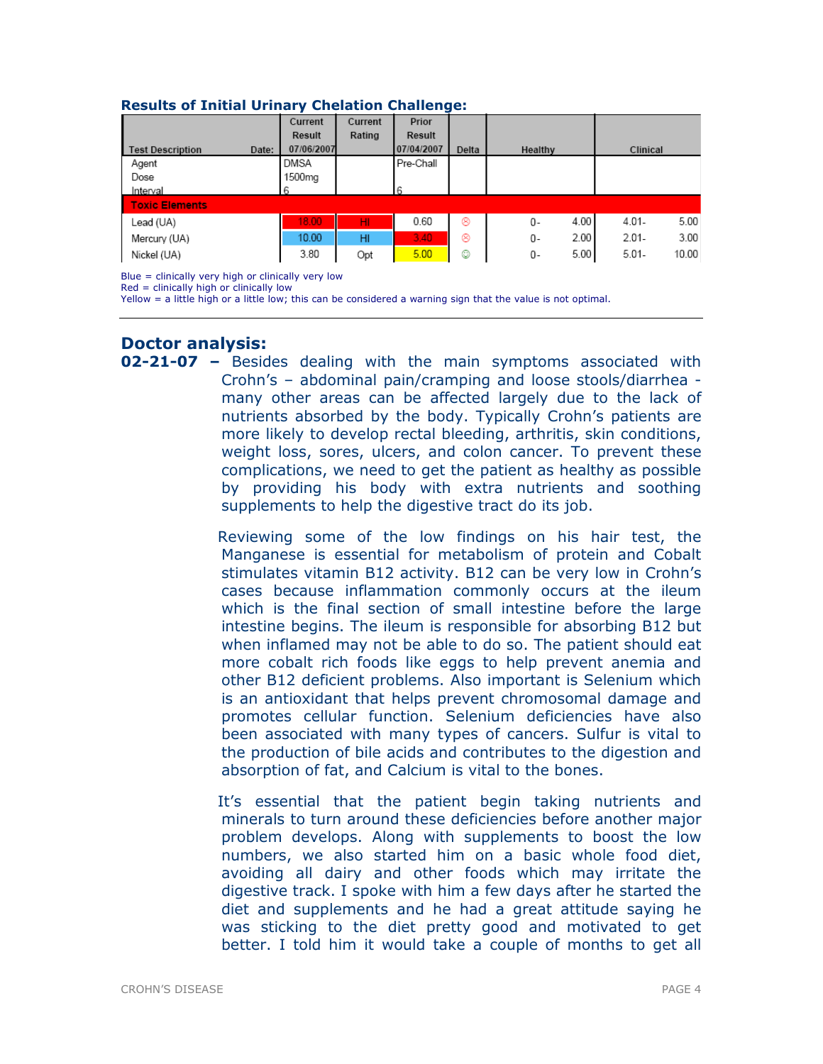### Results of Initial Urinary Chelation Challenge:

| Test Description | Date: | Current Result 07/06/2007 | Current Rating | Prior Result 07/04/2007 | Delta | Healthy | | Clinical | |
|---|---|---|---|---|---|---|---|---|---|
| Agent | | DMSA | | Pre-Chall | | | | | |
| Dose | | 1500mg | | | | | | | |
| Interval | | 6 | | 6 | | | | | |
| **Toxic Elements** | | | | | | | | | |
| Lead (UA) | | 18.00 | HI | 0.60 | ☹ | 0- | 4.00 | 4.01- | 5.00 |
| Mercury (UA) | | 10.00 | HI | 3.40 | ☹ | 0- | 2.00 | 2.01- | 3.00 |
| Nickel (UA) | | 3.80 | Opt | 5.00 | ☺ | 0- | 5.00 | 5.01- | 10.00 |

Blue = clinically very high or clinically very low
Red = clinically high or clinically low
Yellow = a little high or a little low; this can be considered a warning sign that the value is not optimal.

---

## Doctor analysis:

**02-21-07 –** Besides dealing with the main symptoms associated with Crohn's – abdominal pain/cramping and loose stools/diarrhea - many other areas can be affected largely due to the lack of nutrients absorbed by the body. Typically Crohn's patients are more likely to develop rectal bleeding, arthritis, skin conditions, weight loss, sores, ulcers, and colon cancer. To prevent these complications, we need to get the patient as healthy as possible by providing his body with extra nutrients and soothing supplements to help the digestive tract do its job.

Reviewing some of the low findings on his hair test, the Manganese is essential for metabolism of protein and Cobalt stimulates vitamin B12 activity. B12 can be very low in Crohn's cases because inflammation commonly occurs at the ileum which is the final section of small intestine before the large intestine begins. The ileum is responsible for absorbing B12 but when inflamed may not be able to do so. The patient should eat more cobalt rich foods like eggs to help prevent anemia and other B12 deficient problems. Also important is Selenium which is an antioxidant that helps prevent chromosomal damage and promotes cellular function. Selenium deficiencies have also been associated with many types of cancers. Sulfur is vital to the production of bile acids and contributes to the digestion and absorption of fat, and Calcium is vital to the bones.

It's essential that the patient begin taking nutrients and minerals to turn around these deficiencies before another major problem develops. Along with supplements to boost the low numbers, we also started him on a basic whole food diet, avoiding all dairy and other foods which may irritate the digestive track. I spoke with him a few days after he started the diet and supplements and he had a great attitude saying he was sticking to the diet pretty good and motivated to get better. I told him it would take a couple of months to get all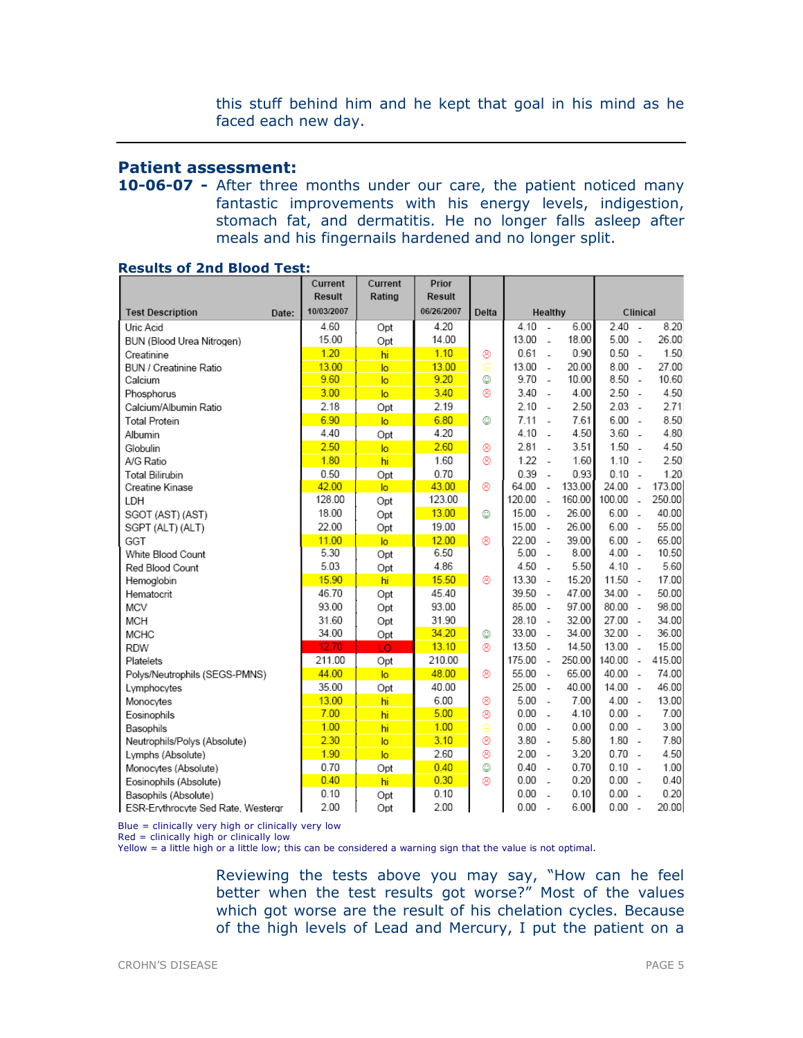this stuff behind him and he kept that goal in his mind as he faced each new day.

---

## Patient assessment:

**10-06-07 -** After three months under our care, the patient noticed many fantastic improvements with his energy levels, indigestion, stomach fat, and dermatitis. He no longer falls asleep after meals and his fingernails hardened and no longer split.

### Results of 2nd Blood Test:

| Test Description Date: | Current Result 10/03/2007 | Current Rating | Prior Result 06/26/2007 | Delta | Healthy | Clinical |
|---|---|---|---|---|---|---|
| Uric Acid | 4.60 | Opt | 4.20 | | 4.10 - 6.00 | 2.40 - 8.20 |
| BUN (Blood Urea Nitrogen) | 15.00 | Opt | 14.00 | | 13.00 - 18.00 | 5.00 - 26.00 |
| Creatinine | 1.20 | hi | 1.10 | ☹ | 0.61 - 0.90 | 0.50 - 1.50 |
| BUN / Creatinine Ratio | 13.00 | lo | 13.00 | ☺ | 13.00 - 20.00 | 8.00 - 27.00 |
| Calcium | 9.60 | lo | 9.20 | ☺ | 9.70 - 10.00 | 8.50 - 10.60 |
| Phosphorus | 3.00 | lo | 3.40 | ☹ | 3.40 - 4.00 | 2.50 - 4.50 |
| Calcium/Albumin Ratio | 2.18 | Opt | 2.19 | | 2.10 - 2.50 | 2.03 - 2.71 |
| Total Protein | 6.90 | lo | 6.80 | ☺ | 7.11 - 7.61 | 6.00 - 8.50 |
| Albumin | 4.40 | Opt | 4.20 | | 4.10 - 4.50 | 3.60 - 4.80 |
| Globulin | 2.50 | lo | 2.60 | ☹ | 2.81 - 3.51 | 1.50 - 4.50 |
| A/G Ratio | 1.80 | hi | 1.60 | ☹ | 1.22 - 1.60 | 1.10 - 2.50 |
| Total Bilirubin | 0.50 | Opt | 0.70 | | 0.39 - 0.93 | 0.10 - 1.20 |
| Creatine Kinase | 42.00 | lo | 43.00 | ☹ | 64.00 - 133.00 | 24.00 - 173.00 |
| LDH | 128.00 | Opt | 123.00 | | 120.00 - 160.00 | 100.00 - 250.00 |
| SGOT (AST) (AST) | 18.00 | Opt | 13.00 | ☺ | 15.00 - 26.00 | 6.00 - 40.00 |
| SGPT (ALT) (ALT) | 22.00 | Opt | 19.00 | | 15.00 - 26.00 | 6.00 - 55.00 |
| GGT | 11.00 | lo | 12.00 | ☹ | 22.00 - 39.00 | 6.00 - 65.00 |
| White Blood Count | 5.30 | Opt | 6.50 | | 5.00 - 8.00 | 4.00 - 10.50 |
| Red Blood Count | 5.03 | Opt | 4.86 | | 4.50 - 5.50 | 4.10 - 5.60 |
| Hemoglobin | 15.90 | hi | 15.50 | ☹ | 13.30 - 15.20 | 11.50 - 17.00 |
| Hematocrit | 46.70 | Opt | 45.40 | | 39.50 - 47.00 | 34.00 - 50.00 |
| MCV | 93.00 | Opt | 93.00 | | 85.00 - 97.00 | 80.00 - 98.00 |
| MCH | 31.60 | Opt | 31.90 | | 28.10 - 32.00 | 27.00 - 34.00 |
| MCHC | 34.00 | Opt | 34.20 | ☺ | 33.00 - 34.00 | 32.00 - 36.00 |
| RDW | 12.70 | LO | 13.10 | ☹ | 13.50 - 14.50 | 13.00 - 15.00 |
| Platelets | 211.00 | Opt | 210.00 | | 175.00 - 250.00 | 140.00 - 415.00 |
| Polys/Neutrophils (SEGS-PMNS) | 44.00 | lo | 48.00 | ☹ | 55.00 - 65.00 | 40.00 - 74.00 |
| Lymphocytes | 35.00 | Opt | 40.00 | | 25.00 - 40.00 | 14.00 - 46.00 |
| Monocytes | 13.00 | hi | 6.00 | ☹ | 5.00 - 7.00 | 4.00 - 13.00 |
| Eosinophils | 7.00 | hi | 5.00 | ☹ | 0.00 - 4.10 | 0.00 - 7.00 |
| Basophils | 1.00 | hi | 1.00 | ☺ | 0.00 - 0.00 | 0.00 - 3.00 |
| Neutrophils/Polys (Absolute) | 2.30 | lo | 3.10 | ☹ | 3.80 - 5.80 | 1.80 - 7.80 |
| Lymphs (Absolute) | 1.90 | lo | 2.60 | ☹ | 2.00 - 3.20 | 0.70 - 4.50 |
| Monocytes (Absolute) | 0.70 | Opt | 0.40 | ☺ | 0.40 - 0.70 | 0.10 - 1.00 |
| Eosinophils (Absolute) | 0.40 | hi | 0.30 | ☹ | 0.00 - 0.20 | 0.00 - 0.40 |
| Basophils (Absolute) | 0.10 | Opt | 0.10 | | 0.00 - 0.10 | 0.00 - 0.20 |
| ESR-Erythrocyte Sed Rate, Westergr | 2.00 | Opt | 2.00 | | 0.00 - 6.00 | 0.00 - 20.00 |

Blue = clinically very high or clinically very low
Red = clinically high or clinically low
Yellow = a little high or a little low; this can be considered a warning sign that the value is not optimal.

Reviewing the tests above you may say, "How can he feel better when the test results got worse?" Most of the values which got worse are the result of his chelation cycles. Because of the high levels of Lead and Mercury, I put the patient on a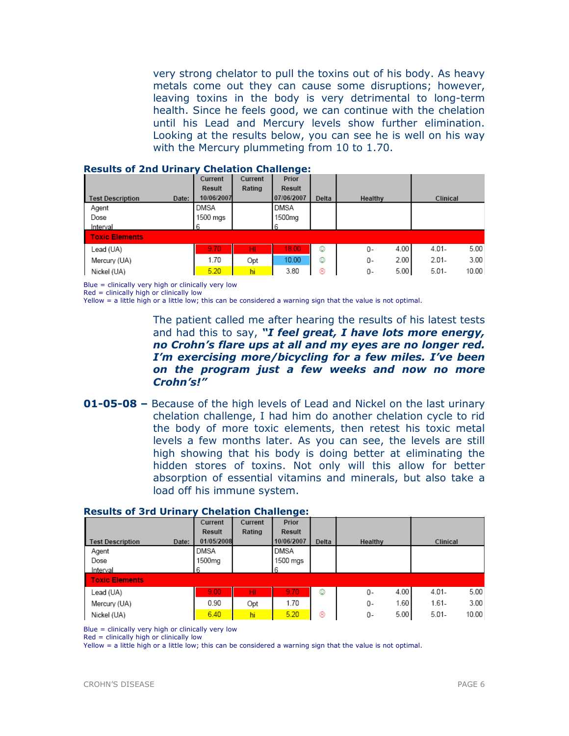very strong chelator to pull the toxins out of his body. As heavy metals come out they can cause some disruptions; however, leaving toxins in the body is very detrimental to long-term health. Since he feels good, we can continue with the chelation until his Lead and Mercury levels show further elimination. Looking at the results below, you can see he is well on his way with the Mercury plummeting from 10 to 1.70.

**Results of 2nd Urinary Chelation Challenge:**

| Test Description Date: | Current Result 10/06/2007 | Current Rating | Prior Result 07/06/2007 | Delta | Healthy | | Clinical | |
|---|---|---|---|---|---|---|---|---|
| Agent | DMSA | | DMSA | | | | | |
| Dose | 1500 mgs | | 1500mg | | | | | |
| Interval | 6 | | 6 | | | | | |
| **Toxic Elements** | | | | | | | | |
| Lead (UA) | 9.70 | HI | 18.00 | ☺ | 0- | 4.00 | 4.01- | 5.00 |
| Mercury (UA) | 1.70 | Opt | 10.00 | ☺ | 0- | 2.00 | 2.01- | 3.00 |
| Nickel (UA) | 5.20 | hi | 3.80 | ☹ | 0- | 5.00 | 5.01- | 10.00 |

Blue = clinically very high or clinically very low
Red = clinically high or clinically low
Yellow = a little high or a little low; this can be considered a warning sign that the value is not optimal.

The patient called me after hearing the results of his latest tests and had this to say, ***"I feel great, I have lots more energy, no Crohn's flare ups at all and my eyes are no longer red. I'm exercising more/bicycling for a few miles. I've been on the program just a few weeks and now no more Crohn's!"***

**01-05-08 –** Because of the high levels of Lead and Nickel on the last urinary chelation challenge, I had him do another chelation cycle to rid the body of more toxic elements, then retest his toxic metal levels a few months later. As you can see, the levels are still high showing that his body is doing better at eliminating the hidden stores of toxins. Not only will this allow for better absorption of essential vitamins and minerals, but also take a load off his immune system.

**Results of 3rd Urinary Chelation Challenge:**

| Test Description Date: | Current Result 01/05/2008 | Current Rating | Prior Result 10/06/2007 | Delta | Healthy | | Clinical | |
|---|---|---|---|---|---|---|---|---|
| Agent | DMSA | | DMSA | | | | | |
| Dose | 1500mg | | 1500 mgs | | | | | |
| Interval | 6 | | 6 | | | | | |
| **Toxic Elements** | | | | | | | | |
| Lead (UA) | 9.00 | HI | 9.70 | ☺ | 0- | 4.00 | 4.01- | 5.00 |
| Mercury (UA) | 0.90 | Opt | 1.70 | | 0- | 1.60 | 1.61- | 3.00 |
| Nickel (UA) | 6.40 | hi | 5.20 | ☹ | 0- | 5.00 | 5.01- | 10.00 |

Blue = clinically very high or clinically very low
Red = clinically high or clinically low
Yellow = a little high or a little low; this can be considered a warning sign that the value is not optimal.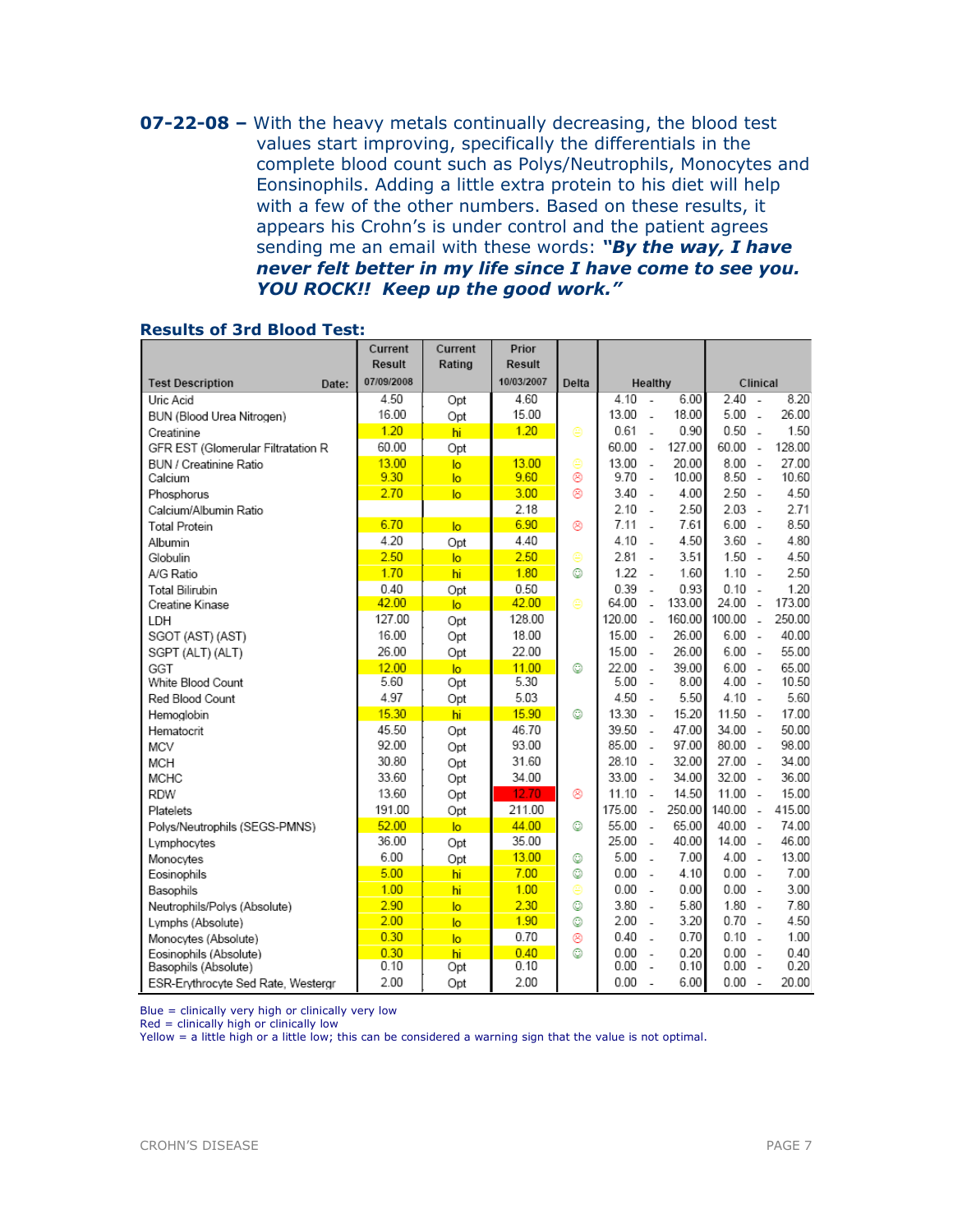**07-22-08 –** With the heavy metals continually decreasing, the blood test values start improving, specifically the differentials in the complete blood count such as Polys/Neutrophils, Monocytes and Eonsinophils. Adding a little extra protein to his diet will help with a few of the other numbers. Based on these results, it appears his Crohn's is under control and the patient agrees sending me an email with these words: ***"By the way, I have never felt better in my life since I have come to see you. YOU ROCK!! Keep up the good work."***

### Results of 3rd Blood Test:

| Test Description | Current Result 07/09/2008 | Current Rating | Prior Result 10/03/2007 | Delta | Healthy | Clinical |
|---|---|---|---|---|---|---|
| Uric Acid | 4.50 | Opt | 4.60 | | 4.10 - 6.00 | 2.40 - 8.20 |
| BUN (Blood Urea Nitrogen) | 16.00 | Opt | 15.00 | | 13.00 - 18.00 | 5.00 - 26.00 |
| Creatinine | 1.20 | hi | 1.20 | ☹ | 0.61 - 0.90 | 0.50 - 1.50 |
| GFR EST (Glomerular Filtratation R | 60.00 | Opt | | | 60.00 - 127.00 | 60.00 - 128.00 |
| BUN / Creatinine Ratio | 13.00 | lo | 13.00 | ☹ | 13.00 - 20.00 | 8.00 - 27.00 |
| Calcium | 9.30 | lo | 9.60 | ☹ | 9.70 - 10.00 | 8.50 - 10.60 |
| Phosphorus | 2.70 | lo | 3.00 | ☹ | 3.40 - 4.00 | 2.50 - 4.50 |
| Calcium/Albumin Ratio | | | 2.18 | | 2.10 - 2.50 | 2.03 - 2.71 |
| Total Protein | 6.70 | lo | 6.90 | ☹ | 7.11 - 7.61 | 6.00 - 8.50 |
| Albumin | 4.20 | Opt | 4.40 | | 4.10 - 4.50 | 3.60 - 4.80 |
| Globulin | 2.50 | lo | 2.50 | ☹ | 2.81 - 3.51 | 1.50 - 4.50 |
| A/G Ratio | 1.70 | hi | 1.80 | ☺ | 1.22 - 1.60 | 1.10 - 2.50 |
| Total Bilirubin | 0.40 | Opt | 0.50 | | 0.39 - 0.93 | 0.10 - 1.20 |
| Creatine Kinase | 42.00 | lo | 42.00 | ☹ | 64.00 - 133.00 | 24.00 - 173.00 |
| LDH | 127.00 | Opt | 128.00 | | 120.00 - 160.00 | 100.00 - 250.00 |
| SGOT (AST) (AST) | 16.00 | Opt | 18.00 | | 15.00 - 26.00 | 6.00 - 40.00 |
| SGPT (ALT) (ALT) | 26.00 | Opt | 22.00 | | 15.00 - 26.00 | 6.00 - 55.00 |
| GGT | 12.00 | lo | 11.00 | ☺ | 22.00 - 39.00 | 6.00 - 65.00 |
| White Blood Count | 5.60 | Opt | 5.30 | | 5.00 - 8.00 | 4.00 - 10.50 |
| Red Blood Count | 4.97 | Opt | 5.03 | | 4.50 - 5.50 | 4.10 - 5.60 |
| Hemoglobin | 15.30 | hi | 15.90 | ☺ | 13.30 - 15.20 | 11.50 - 17.00 |
| Hematocrit | 45.50 | Opt | 46.70 | | 39.50 - 47.00 | 34.00 - 50.00 |
| MCV | 92.00 | Opt | 93.00 | | 85.00 - 97.00 | 80.00 - 98.00 |
| MCH | 30.80 | Opt | 31.60 | | 28.10 - 32.00 | 27.00 - 34.00 |
| MCHC | 33.60 | Opt | 34.00 | | 33.00 - 34.00 | 32.00 - 36.00 |
| RDW | 13.60 | Opt | 12.70 | ☹ | 11.10 - 14.50 | 11.00 - 15.00 |
| Platelets | 191.00 | Opt | 211.00 | | 175.00 - 250.00 | 140.00 - 415.00 |
| Polys/Neutrophils (SEGS-PMNS) | 52.00 | lo | 44.00 | ☺ | 55.00 - 65.00 | 40.00 - 74.00 |
| Lymphocytes | 36.00 | Opt | 35.00 | | 25.00 - 40.00 | 14.00 - 46.00 |
| Monocytes | 6.00 | Opt | 13.00 | ☺ | 5.00 - 7.00 | 4.00 - 13.00 |
| Eosinophils | 5.00 | hi | 7.00 | ☺ | 0.00 - 4.10 | 0.00 - 7.00 |
| Basophils | 1.00 | hi | 1.00 | ☹ | 0.00 - 0.00 | 0.00 - 3.00 |
| Neutrophils/Polys (Absolute) | 2.90 | lo | 2.30 | ☺ | 3.80 - 5.80 | 1.80 - 7.80 |
| Lymphs (Absolute) | 2.00 | lo | 1.90 | ☺ | 2.00 - 3.20 | 0.70 - 4.50 |
| Monocytes (Absolute) | 0.30 | lo | 0.70 | ☹ | 0.40 - 0.70 | 0.10 - 1.00 |
| Eosinophils (Absolute) | 0.30 | hi | 0.40 | ☺ | 0.00 - 0.20 | 0.00 - 0.40 |
| Basophils (Absolute) | 0.10 | Opt | 0.10 | | 0.00 - 0.10 | 0.00 - 0.20 |
| ESR-Erythrocyte Sed Rate, Westergr | 2.00 | Opt | 2.00 | | 0.00 - 6.00 | 0.00 - 20.00 |

Blue = clinically very high or clinically very low
Red = clinically high or clinically low
Yellow = a little high or a little low; this can be considered a warning sign that the value is not optimal.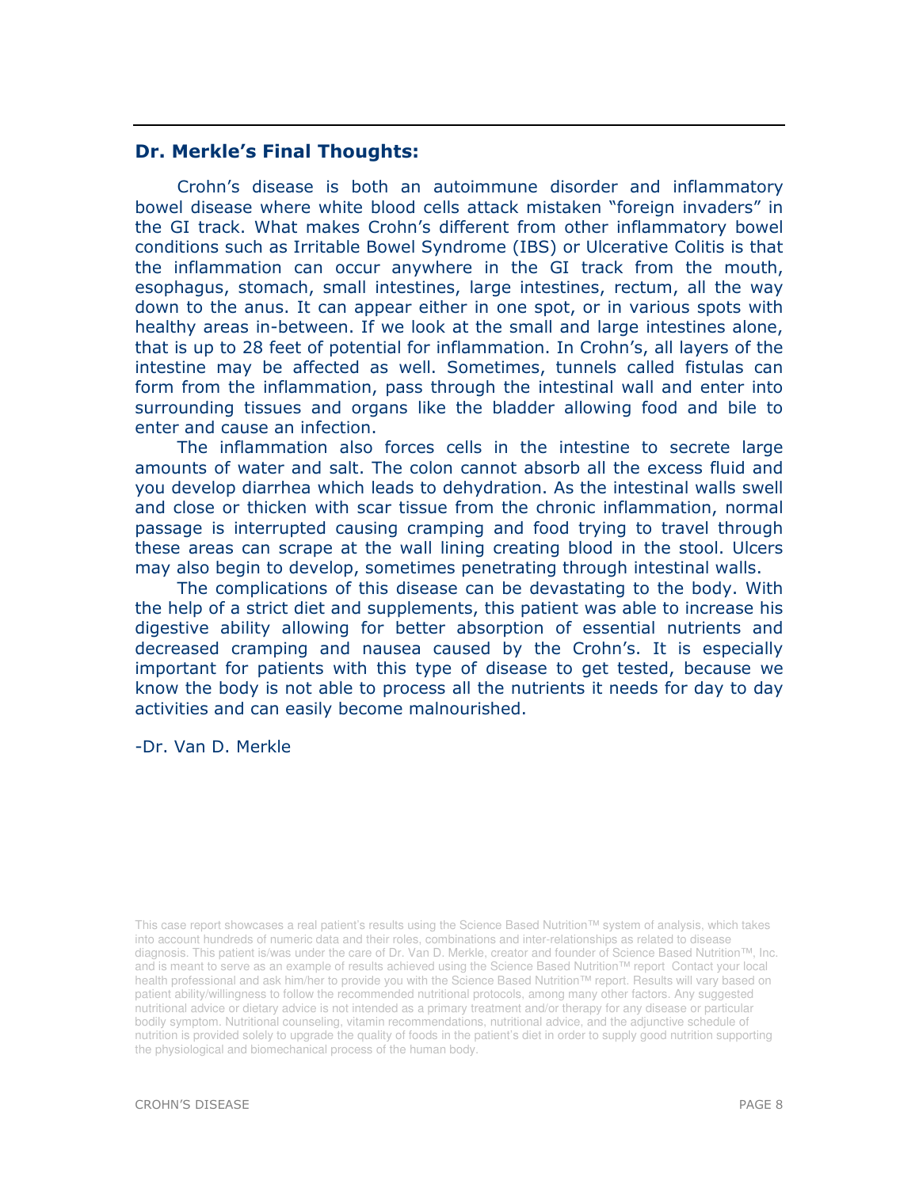## Dr. Merkle's Final Thoughts:

Crohn's disease is both an autoimmune disorder and inflammatory bowel disease where white blood cells attack mistaken "foreign invaders" in the GI track. What makes Crohn's different from other inflammatory bowel conditions such as Irritable Bowel Syndrome (IBS) or Ulcerative Colitis is that the inflammation can occur anywhere in the GI track from the mouth, esophagus, stomach, small intestines, large intestines, rectum, all the way down to the anus. It can appear either in one spot, or in various spots with healthy areas in-between. If we look at the small and large intestines alone, that is up to 28 feet of potential for inflammation. In Crohn's, all layers of the intestine may be affected as well. Sometimes, tunnels called fistulas can form from the inflammation, pass through the intestinal wall and enter into surrounding tissues and organs like the bladder allowing food and bile to enter and cause an infection.

The inflammation also forces cells in the intestine to secrete large amounts of water and salt. The colon cannot absorb all the excess fluid and you develop diarrhea which leads to dehydration. As the intestinal walls swell and close or thicken with scar tissue from the chronic inflammation, normal passage is interrupted causing cramping and food trying to travel through these areas can scrape at the wall lining creating blood in the stool. Ulcers may also begin to develop, sometimes penetrating through intestinal walls.

The complications of this disease can be devastating to the body. With the help of a strict diet and supplements, this patient was able to increase his digestive ability allowing for better absorption of essential nutrients and decreased cramping and nausea caused by the Crohn's. It is especially important for patients with this type of disease to get tested, because we know the body is not able to process all the nutrients it needs for day to day activities and can easily become malnourished.

-Dr. Van D. Merkle

This case report showcases a real patient's results using the Science Based Nutrition™ system of analysis, which takes into account hundreds of numeric data and their roles, combinations and inter-relationships as related to disease diagnosis. This patient is/was under the care of Dr. Van D. Merkle, creator and founder of Science Based Nutrition™, Inc. and is meant to serve as an example of results achieved using the Science Based Nutrition™ report Contact your local health professional and ask him/her to provide you with the Science Based Nutrition™ report. Results will vary based on patient ability/willingness to follow the recommended nutritional protocols, among many other factors. Any suggested nutritional advice or dietary advice is not intended as a primary treatment and/or therapy for any disease or particular bodily symptom. Nutritional counseling, vitamin recommendations, nutritional advice, and the adjunctive schedule of nutrition is provided solely to upgrade the quality of foods in the patient's diet in order to supply good nutrition supporting the physiological and biomechanical process of the human body.